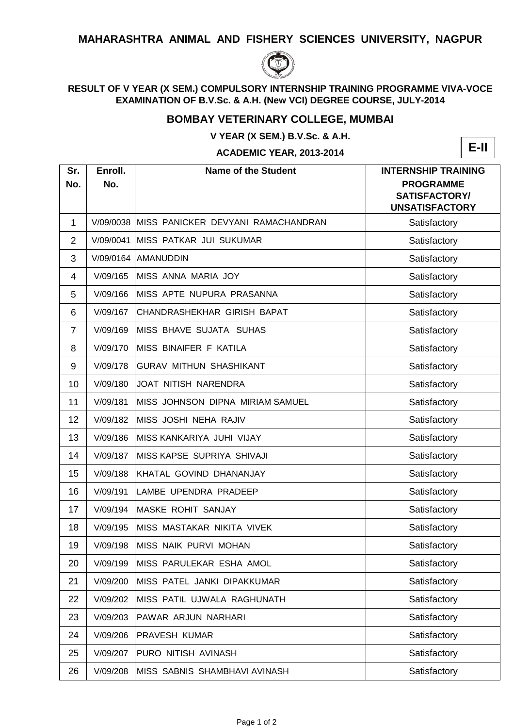# MAHARASHTRA ANIMAL AND FISHERY SCIENCES UNIVERSITY, NAGPUR

**RESULT OF V YEAR (X SEM.) COMPULSORY INTERNSHIP TRAINING PROGRAMME VIVA-VOCE EXAMINATION OF B.V.Sc. & A.H. (New VCI) DEGREE COURSE, JULY-2014**

## BOMBAY VETERINARY COLLEGE, MUMBAI

**V YEAR (X SEM.) B.V.Sc. & A.H.**

**ACADEMIC YEAR, 2013-2014**

**E-II**

| Sr. No. | Enroll. No. | Name of the Student | INTERNSHIP TRAINING PROGRAMME |
|---|---|---|---|
| | | | SATISFACTORY/ UNSATISFACTORY |
| 1 | V/09/0038 | MISS PANICKER DEVYANI RAMACHANDRAN | Satisfactory |
| 2 | V/09/0041 | MISS PATKAR JUI SUKUMAR | Satisfactory |
| 3 | V/09/0164 | AMANUDDIN | Satisfactory |
| 4 | V/09/165 | MISS ANNA MARIA JOY | Satisfactory |
| 5 | V/09/166 | MISS APTE NUPURA PRASANNA | Satisfactory |
| 6 | V/09/167 | CHANDRASHEKHAR GIRISH BAPAT | Satisfactory |
| 7 | V/09/169 | MISS BHAVE SUJATA SUHAS | Satisfactory |
| 8 | V/09/170 | MISS BINAIFER F KATILA | Satisfactory |
| 9 | V/09/178 | GURAV MITHUN SHASHIKANT | Satisfactory |
| 10 | V/09/180 | JOAT NITISH NARENDRA | Satisfactory |
| 11 | V/09/181 | MISS JOHNSON DIPNA MIRIAM SAMUEL | Satisfactory |
| 12 | V/09/182 | MISS JOSHI NEHA RAJIV | Satisfactory |
| 13 | V/09/186 | MISS KANKARIYA JUHI VIJAY | Satisfactory |
| 14 | V/09/187 | MISS KAPSE SUPRIYA SHIVAJI | Satisfactory |
| 15 | V/09/188 | KHATAL GOVIND DHANANJAY | Satisfactory |
| 16 | V/09/191 | LAMBE UPENDRA PRADEEP | Satisfactory |
| 17 | V/09/194 | MASKE ROHIT SANJAY | Satisfactory |
| 18 | V/09/195 | MISS MASTAKAR NIKITA VIVEK | Satisfactory |
| 19 | V/09/198 | MISS NAIK PURVI MOHAN | Satisfactory |
| 20 | V/09/199 | MISS PARULEKAR ESHA AMOL | Satisfactory |
| 21 | V/09/200 | MISS PATEL JANKI DIPAKKUMAR | Satisfactory |
| 22 | V/09/202 | MISS PATIL UJWALA RAGHUNATH | Satisfactory |
| 23 | V/09/203 | PAWAR ARJUN NARHARI | Satisfactory |
| 24 | V/09/206 | PRAVESH KUMAR | Satisfactory |
| 25 | V/09/207 | PURO NITISH AVINASH | Satisfactory |
| 26 | V/09/208 | MISS SABNIS SHAMBHAVI AVINASH | Satisfactory |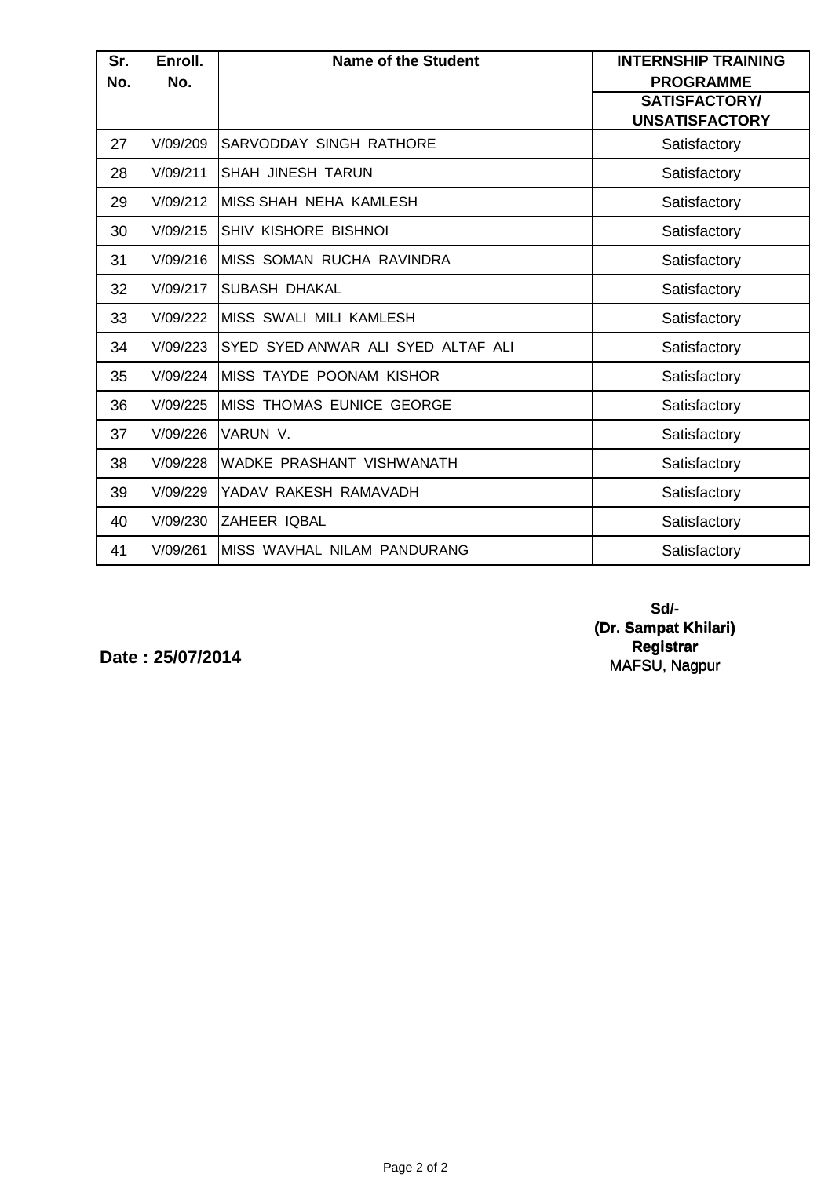| Sr. No. | Enroll. No. | Name of the Student | INTERNSHIP TRAINING PROGRAMME |
|---|---|---|---|
| | | | SATISFACTORY/ UNSATISFACTORY |
| 27 | V/09/209 | SARVODDAY SINGH RATHORE | Satisfactory |
| 28 | V/09/211 | SHAH JINESH TARUN | Satisfactory |
| 29 | V/09/212 | MISS SHAH NEHA KAMLESH | Satisfactory |
| 30 | V/09/215 | SHIV KISHORE BISHNOI | Satisfactory |
| 31 | V/09/216 | MISS SOMAN RUCHA RAVINDRA | Satisfactory |
| 32 | V/09/217 | SUBASH DHAKAL | Satisfactory |
| 33 | V/09/222 | MISS SWALI MILI KAMLESH | Satisfactory |
| 34 | V/09/223 | SYED SYED ANWAR ALI SYED ALTAF ALI | Satisfactory |
| 35 | V/09/224 | MISS TAYDE POONAM KISHOR | Satisfactory |
| 36 | V/09/225 | MISS THOMAS EUNICE GEORGE | Satisfactory |
| 37 | V/09/226 | VARUN V. | Satisfactory |
| 38 | V/09/228 | WADKE PRASHANT VISHWANATH | Satisfactory |
| 39 | V/09/229 | YADAV RAKESH RAMAVADH | Satisfactory |
| 40 | V/09/230 | ZAHEER IQBAL | Satisfactory |
| 41 | V/09/261 | MISS WAVHAL NILAM PANDURANG | Satisfactory |

**Date : 25/07/2014**

**Sd/-**
**(Dr. Sampat Khilari)**
**Registrar**
MAFSU, Nagpur